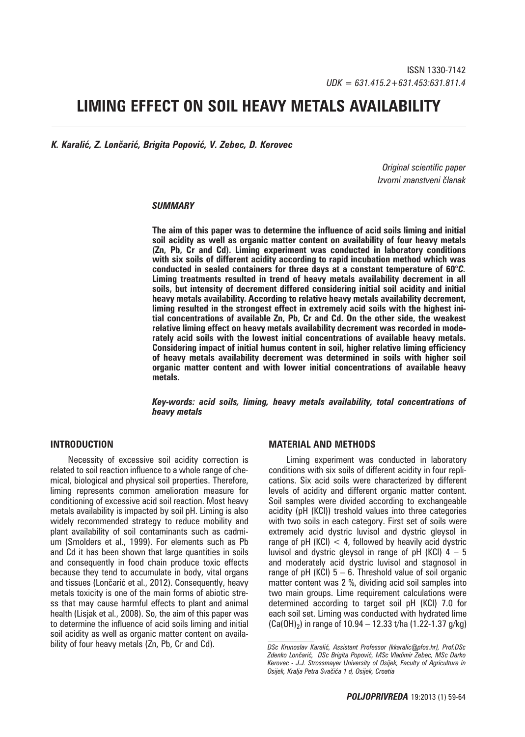ISSN 1330-7142
*UDK = 631.415.2+631.453:631.811.4*

# LIMING EFFECT ON SOIL HEAVY METALS AVAILABILITY

***K. Karalić, Z. Lončarić, Brigita Popović, V. Zebec, D. Kerovec***

*Original scientific paper*
*Izvorni znanstveni članak*

### *SUMMARY*

**The aim of this paper was to determine the influence of acid soils liming and initial soil acidity as well as organic matter content on availability of four heavy metals (Zn, Pb, Cr and Cd). Liming experiment was conducted in laboratory conditions with six soils of different acidity according to rapid incubation method which was conducted in sealed containers for three days at a constant temperature of 60°*C*. Liming treatments resulted in trend of heavy metals availability decrement in all soils, but intensity of decrement differed considering initial soil acidity and initial heavy metals availability. According to relative heavy metals availability decrement, liming resulted in the strongest effect in extremely acid soils with the highest initial concentrations of available Zn, Pb, Cr and Cd. On the other side, the weakest relative liming effect on heavy metals availability decrement was recorded in moderately acid soils with the lowest initial concentrations of available heavy metals. Considering impact of initial humus content in soil, higher relative liming efficiency of heavy metals availability decrement was determined in soils with higher soil organic matter content and with lower initial concentrations of available heavy metals.**

***Key-words: acid soils, liming, heavy metals availability, total concentrations of heavy metals***

## INTRODUCTION

Necessity of excessive soil acidity correction is related to soil reaction influence to a whole range of chemical, biological and physical soil properties. Therefore, liming represents common amelioration measure for conditioning of excessive acid soil reaction. Most heavy metals availability is impacted by soil pH. Liming is also widely recommended strategy to reduce mobility and plant availability of soil contaminants such as cadmium (Smolders et al., 1999). For elements such as Pb and Cd it has been shown that large quantities in soils and consequently in food chain produce toxic effects because they tend to accumulate in body, vital organs and tissues (Lončarić et al., 2012). Consequently, heavy metals toxicity is one of the main forms of abiotic stress that may cause harmful effects to plant and animal health (Lisjak et al., 2008). So, the aim of this paper was to determine the influence of acid soils liming and initial soil acidity as well as organic matter content on availability of four heavy metals (Zn, Pb, Cr and Cd).

## MATERIAL AND METHODS

Liming experiment was conducted in laboratory conditions with six soils of different acidity in four replications. Six acid soils were characterized by different levels of acidity and different organic matter content. Soil samples were divided according to exchangeable acidity (pH (KCl)) treshold values into three categories with two soils in each category. First set of soils were extremely acid dystric luvisol and dystric gleysol in range of pH (KCl) < 4, followed by heavily acid dystric luvisol and dystric gleysol in range of pH (KCl) 4 – 5 and moderately acid dystric luvisol and stagnosol in range of pH (KCl) 5 – 6. Threshold value of soil organic matter content was 2 %, dividing acid soil samples into two main groups. Lime requirement calculations were determined according to target soil pH (KCl) 7.0 for each soil set. Liming was conducted with hydrated lime ($Ca(OH)_2$) in range of 10.94 – 12.33 t/ha (1.22-1.37 g/kg)

---

*DSc Krunoslav Karalić, Assistant Professor (kkaralic@pfos.hr), Prof.DSc Zdenko Lončarić, DSc Brigita Popović, MSc Vladimir Zebec, MSc Darko Kerovec - J.J. Strossmayer University of Osijek, Faculty of Agriculture in Osijek, Kralja Petra Svačića 1 d, Osijek, Croatia*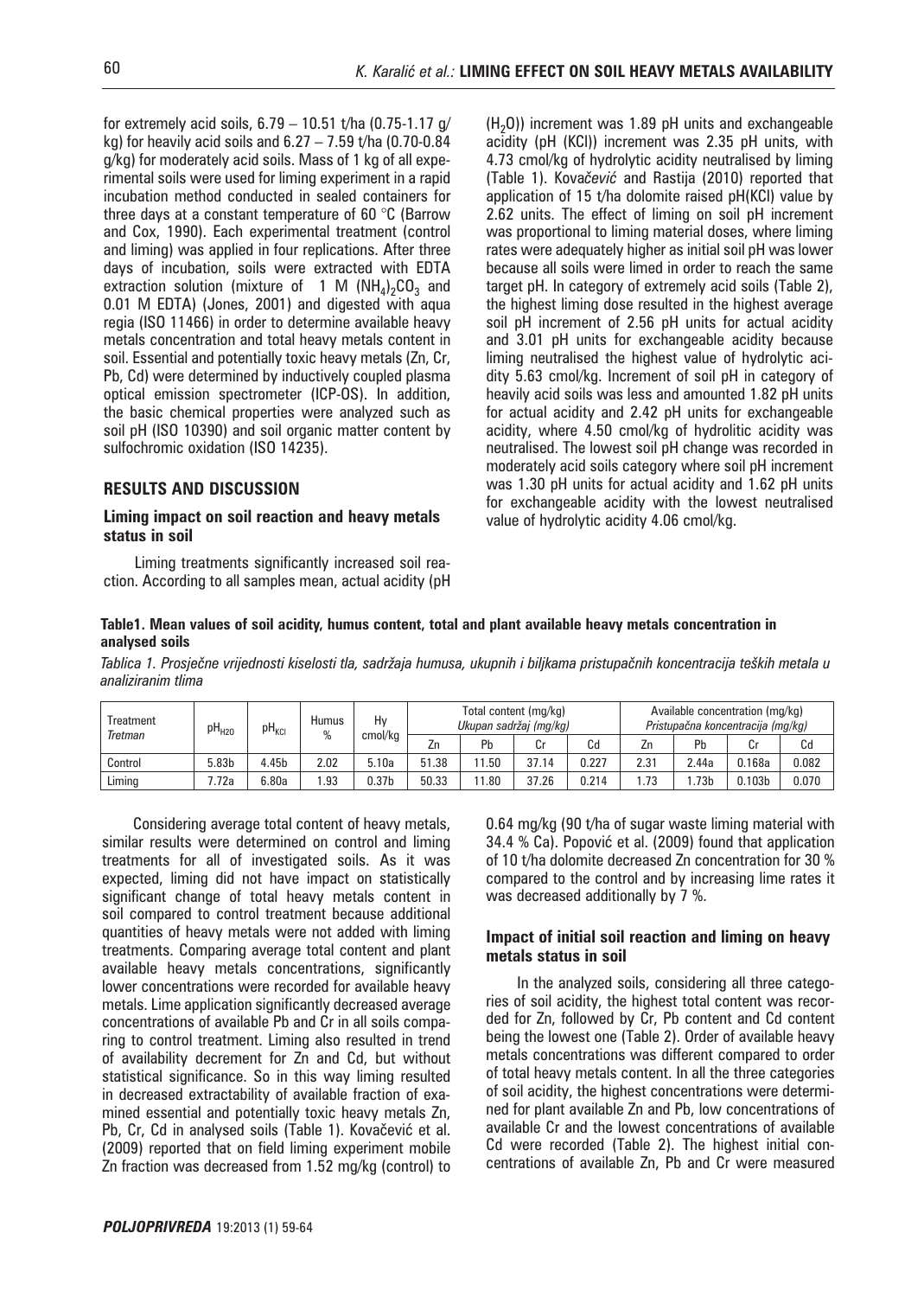for extremely acid soils, 6.79 – 10.51 t/ha (0.75-1.17 g/kg) for heavily acid soils and 6.27 – 7.59 t/ha (0.70-0.84 g/kg) for moderately acid soils. Mass of 1 kg of all experimental soils were used for liming experiment in a rapid incubation method conducted in sealed containers for three days at a constant temperature of 60 °C (Barrow and Cox, 1990). Each experimental treatment (control and liming) was applied in four replications. After three days of incubation, soils were extracted with EDTA extraction solution (mixture of 1 M $(NH_4)_2CO_3$ and 0.01 M EDTA) (Jones, 2001) and digested with aqua regia (ISO 11466) in order to determine available heavy metals concentration and total heavy metals content in soil. Essential and potentially toxic heavy metals (Zn, Cr, Pb, Cd) were determined by inductively coupled plasma optical emission spectrometer (ICP-OS). In addition, the basic chemical properties were analyzed such as soil pH (ISO 10390) and soil organic matter content by sulfochromic oxidation (ISO 14235).

## RESULTS AND DISCUSSION

### Liming impact on soil reaction and heavy metals status in soil

Liming treatments significantly increased soil reaction. According to all samples mean, actual acidity (pH $(H_2O)$) increment was 1.89 pH units and exchangeable acidity (pH (KCl)) increment was 2.35 pH units, with 4.73 cmol/kg of hydrolytic acidity neutralised by liming (Table 1). Kova*čević* and Rastija (2010) reported that application of 15 t/ha dolomite raised pH(KCl) value by 2.62 units. The effect of liming on soil pH increment was proportional to liming material doses, where liming rates were adequately higher as initial soil pH was lower because all soils were limed in order to reach the same target pH. In category of extremely acid soils (Table 2), the highest liming dose resulted in the highest average soil pH increment of 2.56 pH units for actual acidity and 3.01 pH units for exchangeable acidity because liming neutralised the highest value of hydrolytic acidity 5.63 cmol/kg. Increment of soil pH in category of heavily acid soils was less and amounted 1.82 pH units for actual acidity and 2.42 pH units for exchangeable acidity, where 4.50 cmol/kg of hydrolitic acidity was neutralised. The lowest soil pH change was recorded in moderately acid soils category where soil pH increment was 1.30 pH units for actual acidity and 1.62 pH units for exchangeable acidity with the lowest neutralised value of hydrolytic acidity 4.06 cmol/kg.

**Table1. Mean values of soil acidity, humus content, total and plant available heavy metals concentration in analysed soils**

*Tablica 1. Prosječne vrijednosti kiselosti tla, sadržaja humusa, ukupnih i biljkama pristupačnih koncentracija teških metala u analiziranim tlima*

| Treatment *Tretman* | $pH_{H2O}$ | $pH_{KCl}$ | Humus % | Hy cmol/kg | Total content (mg/kg) *Ukupan sadržaj (mg/kg)* | | | | Available concentration (mg/kg) *Pristupačna koncentracija (mg/kg)* | | | |
|---|---|---|---|---|---|---|---|---|---|---|---|---|
| | | | | | Zn | Pb | Cr | Cd | Zn | Pb | Cr | Cd |
| Control | 5.83b | 4.45b | 2.02 | 5.10a | 51.38 | 11.50 | 37.14 | 0.227 | 2.31 | 2.44a | 0.168a | 0.082 |
| Liming | 7.72a | 6.80a | 1.93 | 0.37b | 50.33 | 11.80 | 37.26 | 0.214 | 1.73 | 1.73b | 0.103b | 0.070 |

Considering average total content of heavy metals, similar results were determined on control and liming treatments for all of investigated soils. As it was expected, liming did not have impact on statistically significant change of total heavy metals content in soil compared to control treatment because additional quantities of heavy metals were not added with liming treatments. Comparing average total content and plant available heavy metals concentrations, significantly lower concentrations were recorded for available heavy metals. Lime application significantly decreased average concentrations of available Pb and Cr in all soils comparing to control treatment. Liming also resulted in trend of availability decrement for Zn and Cd, but without statistical significance. So in this way liming resulted in decreased extractability of available fraction of examined essential and potentially toxic heavy metals Zn, Pb, Cr, Cd in analysed soils (Table 1). Kovačević et al. (2009) reported that on field liming experiment mobile Zn fraction was decreased from 1.52 mg/kg (control) to 0.64 mg/kg (90 t/ha of sugar waste liming material with 34.4 % Ca). Popović et al. (2009) found that application of 10 t/ha dolomite decreased Zn concentration for 30 % compared to the control and by increasing lime rates it was decreased additionally by 7 %.

### Impact of initial soil reaction and liming on heavy metals status in soil

In the analyzed soils, considering all three categories of soil acidity, the highest total content was recorded for Zn, followed by Cr, Pb content and Cd content being the lowest one (Table 2). Order of available heavy metals concentrations was different compared to order of total heavy metals content. In all the three categories of soil acidity, the highest concentrations were determined for plant available Zn and Pb, low concentrations of available Cr and the lowest concentrations of available Cd were recorded (Table 2). The highest initial concentrations of available Zn, Pb and Cr were measured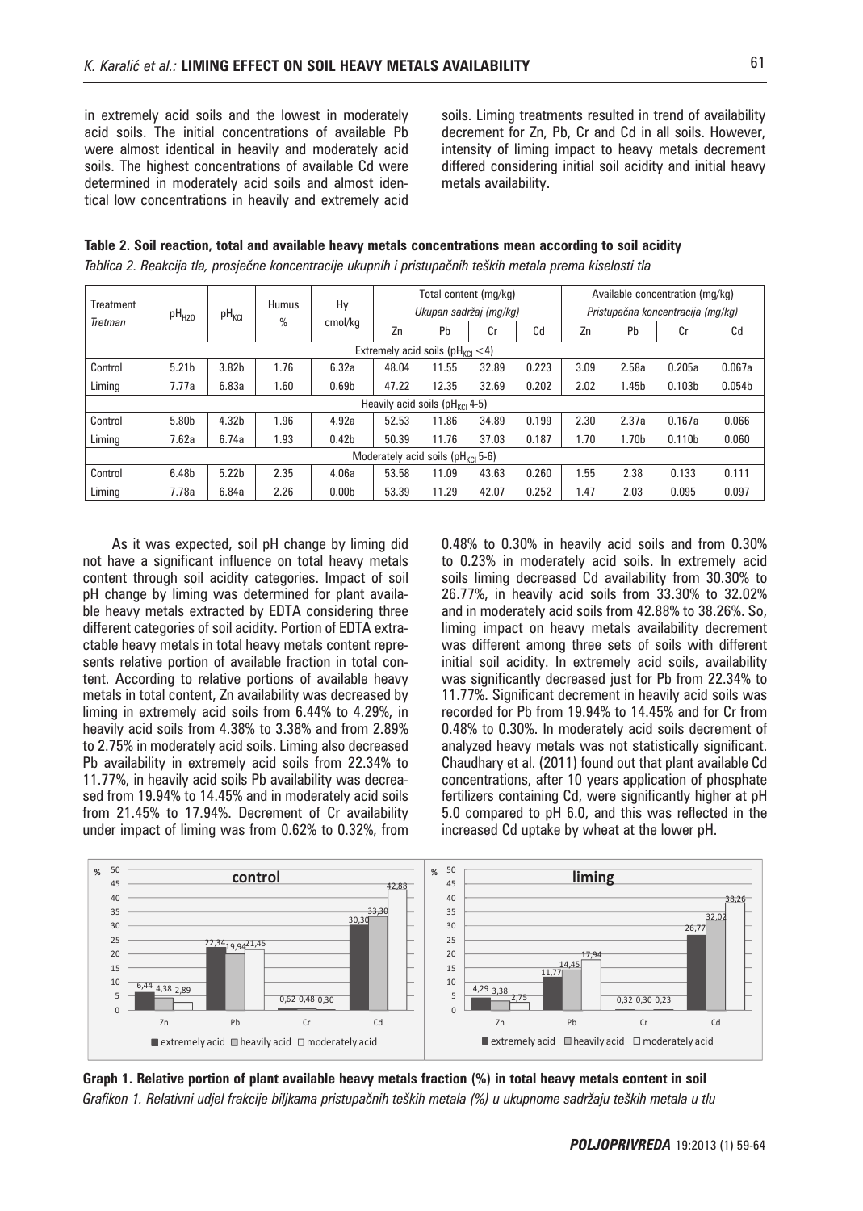in extremely acid soils and the lowest in moderately acid soils. The initial concentrations of available Pb were almost identical in heavily and moderately acid soils. The highest concentrations of available Cd were determined in moderately acid soils and almost identical low concentrations in heavily and extremely acid soils. Liming treatments resulted in trend of availability decrement for Zn, Pb, Cr and Cd in all soils. However, intensity of liming impact to heavy metals decrement differed considering initial soil acidity and initial heavy metals availability.

**Table 2. Soil reaction, total and available heavy metals concentrations mean according to soil acidity**

*Tablica 2. Reakcija tla, prosječne koncentracije ukupnih i pristupačnih teških metala prema kiselosti tla*

| Treatment *Tretman* | $pH_{H2O}$ | $pH_{KCl}$ | Humus % | Hy cmol/kg | Total content (mg/kg) *Ukupan sadržaj (mg/kg)* | | | | Available concentration (mg/kg) *Pristupačna koncentracija (mg/kg)* | | | |
|---|---|---|---|---|---|---|---|---|---|---|---|---|
| | | | | | Zn | Pb | Cr | Cd | Zn | Pb | Cr | Cd |
| Extremely acid soils ($pH_{KCl}$ <4) | | | | | | | | | | | | |
| Control | 5.21b | 3.82b | 1.76 | 6.32a | 48.04 | 11.55 | 32.89 | 0.223 | 3.09 | 2.58a | 0.205a | 0.067a |
| Liming | 7.77a | 6.83a | 1.60 | 0.69b | 47.22 | 12.35 | 32.69 | 0.202 | 2.02 | 1.45b | 0.103b | 0.054b |
| Heavily acid soils ($pH_{KCl}$ 4-5) | | | | | | | | | | | | |
| Control | 5.80b | 4.32b | 1.96 | 4.92a | 52.53 | 11.86 | 34.89 | 0.199 | 2.30 | 2.37a | 0.167a | 0.066 |
| Liming | 7.62a | 6.74a | 1.93 | 0.42b | 50.39 | 11.76 | 37.03 | 0.187 | 1.70 | 1.70b | 0.110b | 0.060 |
| Moderately acid soils ($pH_{KCl}$ 5-6) | | | | | | | | | | | | |
| Control | 6.48b | 5.22b | 2.35 | 4.06a | 53.58 | 11.09 | 43.63 | 0.260 | 1.55 | 2.38 | 0.133 | 0.111 |
| Liming | 7.78a | 6.84a | 2.26 | 0.00b | 53.39 | 11.29 | 42.07 | 0.252 | 1.47 | 2.03 | 0.095 | 0.097 |

As it was expected, soil pH change by liming did not have a significant influence on total heavy metals content through soil acidity categories. Impact of soil pH change by liming was determined for plant available heavy metals extracted by EDTA considering three different categories of soil acidity. Portion of EDTA extractable heavy metals in total heavy metals content represents relative portion of available fraction in total content. According to relative portions of available heavy metals in total content, Zn availability was decreased by liming in extremely acid soils from 6.44% to 4.29%, in heavily acid soils from 4.38% to 3.38% and from 2.89% to 2.75% in moderately acid soils. Liming also decreased Pb availability in extremely acid soils from 22.34% to 11.77%, in heavily acid soils Pb availability was decreased from 19.94% to 14.45% and in moderately acid soils from 21.45% to 17.94%. Decrement of Cr availability under impact of liming was from 0.62% to 0.32%, from 0.48% to 0.30% in heavily acid soils and from 0.30% to 0.23% in moderately acid soils. In extremely acid soils liming decreased Cd availability from 30.30% to 26.77%, in heavily acid soils from 33.30% to 32.02% and in moderately acid soils from 42.88% to 38.26%. So, liming impact on heavy metals availability decrement was different among three sets of soils with different initial soil acidity. In extremely acid soils, availability was significantly decreased just for Pb from 22.34% to 11.77%. Significant decrement in heavily acid soils was recorded for Pb from 19.94% to 14.45% and for Cr from 0.48% to 0.30%. In moderately acid soils decrement of analyzed heavy metals was not statistically significant. Chaudhary et al. (2011) found out that plant available Cd concentrations, after 10 years application of phosphate fertilizers containing Cd, were significantly higher at pH 5.0 compared to pH 6.0, and this was reflected in the increased Cd uptake by wheat at the lower pH.

**Graph 1. Relative portion of plant available heavy metals fraction (%) in total heavy metals content in soil**

*Grafikon 1. Relativni udjel frakcije biljkama pristupačnih teških metala (%) u ukupnome sadržaju teških metala u tlu*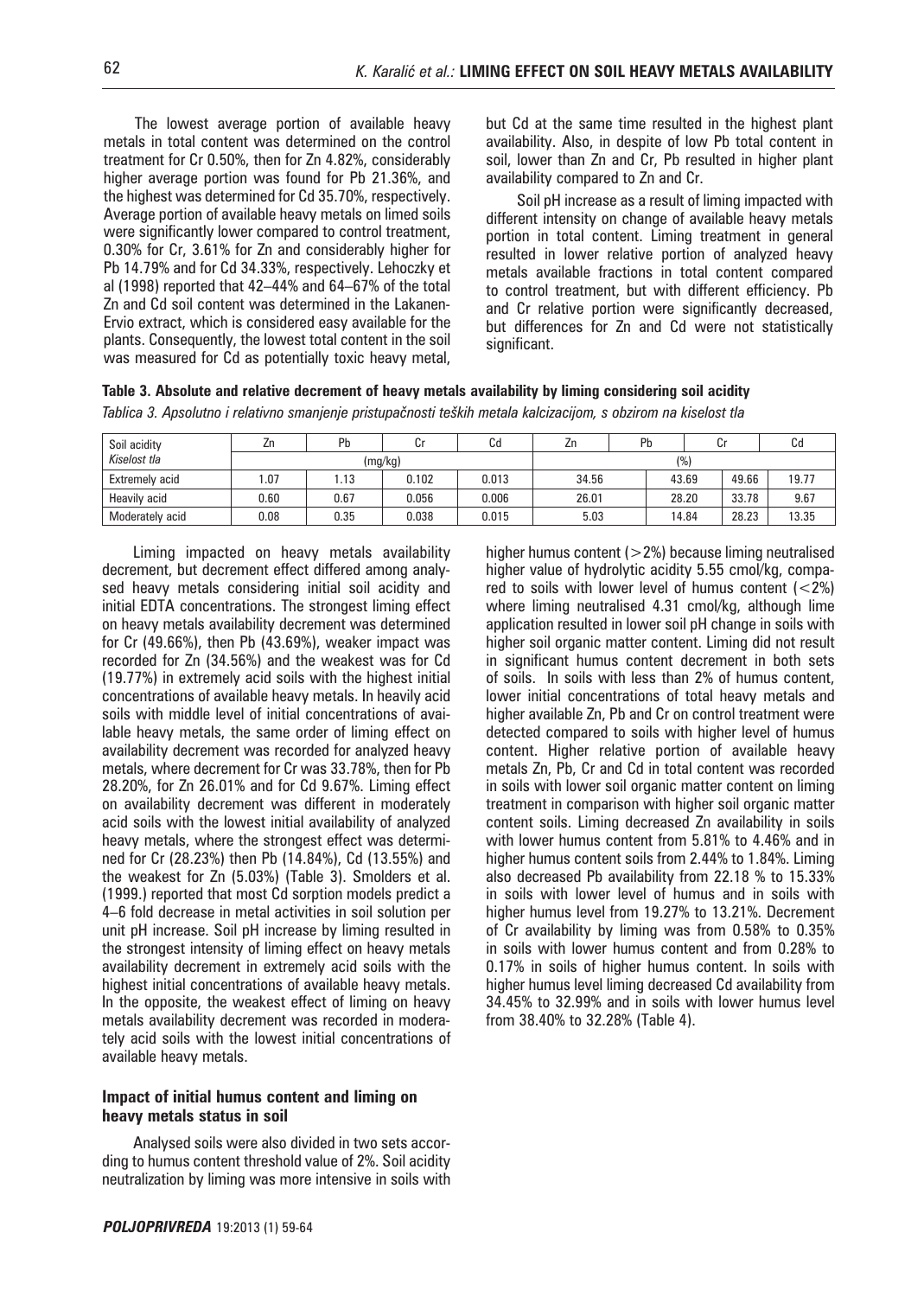The lowest average portion of available heavy metals in total content was determined on the control treatment for Cr 0.50%, then for Zn 4.82%, considerably higher average portion was found for Pb 21.36%, and the highest was determined for Cd 35.70%, respectively. Average portion of available heavy metals on limed soils were significantly lower compared to control treatment, 0.30% for Cr, 3.61% for Zn and considerably higher for Pb 14.79% and for Cd 34.33%, respectively. Lehoczky et al (1998) reported that 42–44% and 64–67% of the total Zn and Cd soil content was determined in the Lakanen-Ervio extract, which is considered easy available for the plants. Consequently, the lowest total content in the soil was measured for Cd as potentially toxic heavy metal, but Cd at the same time resulted in the highest plant availability. Also, in despite of low Pb total content in soil, lower than Zn and Cr, Pb resulted in higher plant availability compared to Zn and Cr.

Soil pH increase as a result of liming impacted with different intensity on change of available heavy metals portion in total content. Liming treatment in general resulted in lower relative portion of analyzed heavy metals available fractions in total content compared to control treatment, but with different efficiency. Pb and Cr relative portion were significantly decreased, but differences for Zn and Cd were not statistically significant.

**Table 3. Absolute and relative decrement of heavy metals availability by liming considering soil acidity**

*Tablica 3. Apsolutno i relativno smanjenje pristupačnosti teških metala kalcizacijom, s obzirom na kiselost tla*

| Soil acidity *Kiselost tla* | Zn | Pb | Cr | Cd | Zn | Pb | Cr | Cd |
|---|---|---|---|---|---|---|---|---|
| | (mg/kg) | | | | (%) | | | |
| Extremely acid | 1.07 | 1.13 | 0.102 | 0.013 | 34.56 | 43.69 | 49.66 | 19.77 |
| Heavily acid | 0.60 | 0.67 | 0.056 | 0.006 | 26.01 | 28.20 | 33.78 | 9.67 |
| Moderately acid | 0.08 | 0.35 | 0.038 | 0.015 | 5.03 | 14.84 | 28.23 | 13.35 |

Liming impacted on heavy metals availability decrement, but decrement effect differed among analysed heavy metals considering initial soil acidity and initial EDTA concentrations. The strongest liming effect on heavy metals availability decrement was determined for Cr (49.66%), then Pb (43.69%), weaker impact was recorded for Zn (34.56%) and the weakest was for Cd (19.77%) in extremely acid soils with the highest initial concentrations of available heavy metals. In heavily acid soils with middle level of initial concentrations of available heavy metals, the same order of liming effect on availability decrement was recorded for analyzed heavy metals, where decrement for Cr was 33.78%, then for Pb 28.20%, for Zn 26.01% and for Cd 9.67%. Liming effect on availability decrement was different in moderately acid soils with the lowest initial availability of analyzed heavy metals, where the strongest effect was determined for Cr (28.23%) then Pb (14.84%), Cd (13.55%) and the weakest for Zn (5.03%) (Table 3). Smolders et al. (1999.) reported that most Cd sorption models predict a 4–6 fold decrease in metal activities in soil solution per unit pH increase. Soil pH increase by liming resulted in the strongest intensity of liming effect on heavy metals availability decrement in extremely acid soils with the highest initial concentrations of available heavy metals. In the opposite, the weakest effect of liming on heavy metals availability decrement was recorded in moderately acid soils with the lowest initial concentrations of available heavy metals.

### Impact of initial humus content and liming on heavy metals status in soil

Analysed soils were also divided in two sets according to humus content threshold value of 2%. Soil acidity neutralization by liming was more intensive in soils with higher humus content (>2%) because liming neutralised higher value of hydrolytic acidity 5.55 cmol/kg, compared to soils with lower level of humus content (<2%) where liming neutralised 4.31 cmol/kg, although lime application resulted in lower soil pH change in soils with higher soil organic matter content. Liming did not result in significant humus content decrement in both sets of soils. In soils with less than 2% of humus content, lower initial concentrations of total heavy metals and higher available Zn, Pb and Cr on control treatment were detected compared to soils with higher level of humus content. Higher relative portion of available heavy metals Zn, Pb, Cr and Cd in total content was recorded in soils with lower soil organic matter content on liming treatment in comparison with higher soil organic matter content soils. Liming decreased Zn availability in soils with lower humus content from 5.81% to 4.46% and in higher humus content soils from 2.44% to 1.84%. Liming also decreased Pb availability from 22.18 % to 15.33% in soils with lower level of humus and in soils with higher humus level from 19.27% to 13.21%. Decrement of Cr availability by liming was from 0.58% to 0.35% in soils with lower humus content and from 0.28% to 0.17% in soils of higher humus content. In soils with higher humus level liming decreased Cd availability from 34.45% to 32.99% and in soils with lower humus level from 38.40% to 32.28% (Table 4).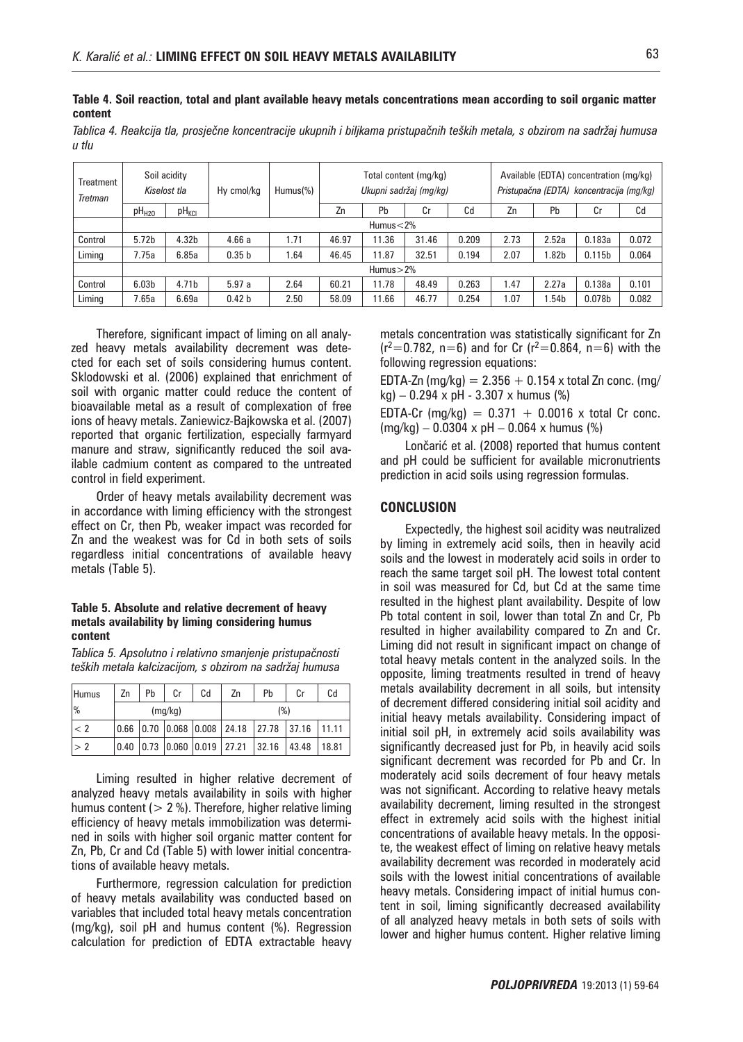**Table 4. Soil reaction, total and plant available heavy metals concentrations mean according to soil organic matter content**

*Tablica 4. Reakcija tla, prosječne koncentracije ukupnih i biljkama pristupačnih teških metala, s obzirom na sadržaj humusa u tlu*

| Treatment *Tretman* | Soil acidity *Kiselost tla* | | Hy cmol/kg | Humus(%) | Total content (mg/kg) *Ukupni sadržaj (mg/kg)* | | | | Available (EDTA) concentration (mg/kg) *Pristupačna (EDTA) koncentracija (mg/kg)* | | | |
|---|---|---|---|---|---|---|---|---|---|---|---|---|
| | $pH_{H2O}$ | $pH_{KCl}$ | | | Zn | Pb | Cr | Cd | Zn | Pb | Cr | Cd |
| | Humus<2% | | | | | | | | | | | |
| Control | 5.72b | 4.32b | 4.66 a | 1.71 | 46.97 | 11.36 | 31.46 | 0.209 | 2.73 | 2.52a | 0.183a | 0.072 |
| Liming | 7.75a | 6.85a | 0.35 b | 1.64 | 46.45 | 11.87 | 32.51 | 0.194 | 2.07 | 1.82b | 0.115b | 0.064 |
| | Humus>2% | | | | | | | | | | | |
| Control | 6.03b | 4.71b | 5.97 a | 2.64 | 60.21 | 11.78 | 48.49 | 0.263 | 1.47 | 2.27a | 0.138a | 0.101 |
| Liming | 7.65a | 6.69a | 0.42 b | 2.50 | 58.09 | 11.66 | 46.77 | 0.254 | 1.07 | 1.54b | 0.078b | 0.082 |

Therefore, significant impact of liming on all analyzed heavy metals availability decrement was detected for each set of soils considering humus content. Sklodowski et al. (2006) explained that enrichment of soil with organic matter could reduce the content of bioavailable metal as a result of complexation of free ions of heavy metals. Zaniewicz-Bajkowska et al. (2007) reported that organic fertilization, especially farmyard manure and straw, significantly reduced the soil available cadmium content as compared to the untreated control in field experiment.

Order of heavy metals availability decrement was in accordance with liming efficiency with the strongest effect on Cr, then Pb, weaker impact was recorded for Zn and the weakest was for Cd in both sets of soils regardless initial concentrations of available heavy metals (Table 5).

**Table 5. Absolute and relative decrement of heavy metals availability by liming considering humus content**

*Tablica 5. Apsolutno i relativno smanjenje pristupačnosti teških metala kalcizacijom, s obzirom na sadržaj humusa*

| Humus | Zn | Pb | Cr | Cd | Zn | Pb | Cr | Cd |
|---|---|---|---|---|---|---|---|---|
| % | (mg/kg) | | | | (%) | | | |
| < 2 | 0.66 | 0.70 | 0.068 | 0.008 | 24.18 | 27.78 | 37.16 | 11.11 |
| > 2 | 0.40 | 0.73 | 0.060 | 0.019 | 27.21 | 32.16 | 43.48 | 18.81 |

Liming resulted in higher relative decrement of analyzed heavy metals availability in soils with higher humus content (> 2 %). Therefore, higher relative liming efficiency of heavy metals immobilization was determined in soils with higher soil organic matter content for Zn, Pb, Cr and Cd (Table 5) with lower initial concentrations of available heavy metals.

Furthermore, regression calculation for prediction of heavy metals availability was conducted based on variables that included total heavy metals concentration (mg/kg), soil pH and humus content (%). Regression calculation for prediction of EDTA extractable heavy metals concentration was statistically significant for Zn ($r^2$=0.782, n=6) and for Cr ($r^2$=0.864, n=6) with the following regression equations:

EDTA-Zn (mg/kg) = 2.356 + 0.154 x total Zn conc. (mg/kg) – 0.294 x pH - 3.307 x humus (%)

EDTA-Cr (mg/kg) = 0.371 + 0.0016 x total Cr conc. (mg/kg) – 0.0304 x pH – 0.064 x humus (%)

Lončarić et al. (2008) reported that humus content and pH could be sufficient for available micronutrients prediction in acid soils using regression formulas.

## CONCLUSION

Expectedly, the highest soil acidity was neutralized by liming in extremely acid soils, then in heavily acid soils and the lowest in moderately acid soils in order to reach the same target soil pH. The lowest total content in soil was measured for Cd, but Cd at the same time resulted in the highest plant availability. Despite of low Pb total content in soil, lower than total Zn and Cr, Pb resulted in higher availability compared to Zn and Cr. Liming did not result in significant impact on change of total heavy metals content in the analyzed soils. In the opposite, liming treatments resulted in trend of heavy metals availability decrement in all soils, but intensity of decrement differed considering initial soil acidity and initial heavy metals availability. Considering impact of initial soil pH, in extremely acid soils availability was significantly decreased just for Pb, in heavily acid soils significant decrement was recorded for Pb and Cr. In moderately acid soils decrement of four heavy metals was not significant. According to relative heavy metals availability decrement, liming resulted in the strongest effect in extremely acid soils with the highest initial concentrations of available heavy metals. In the opposite, the weakest effect of liming on relative heavy metals availability decrement was recorded in moderately acid soils with the lowest initial concentrations of available heavy metals. Considering impact of initial humus content in soil, liming significantly decreased availability of all analyzed heavy metals in both sets of soils with lower and higher humus content. Higher relative liming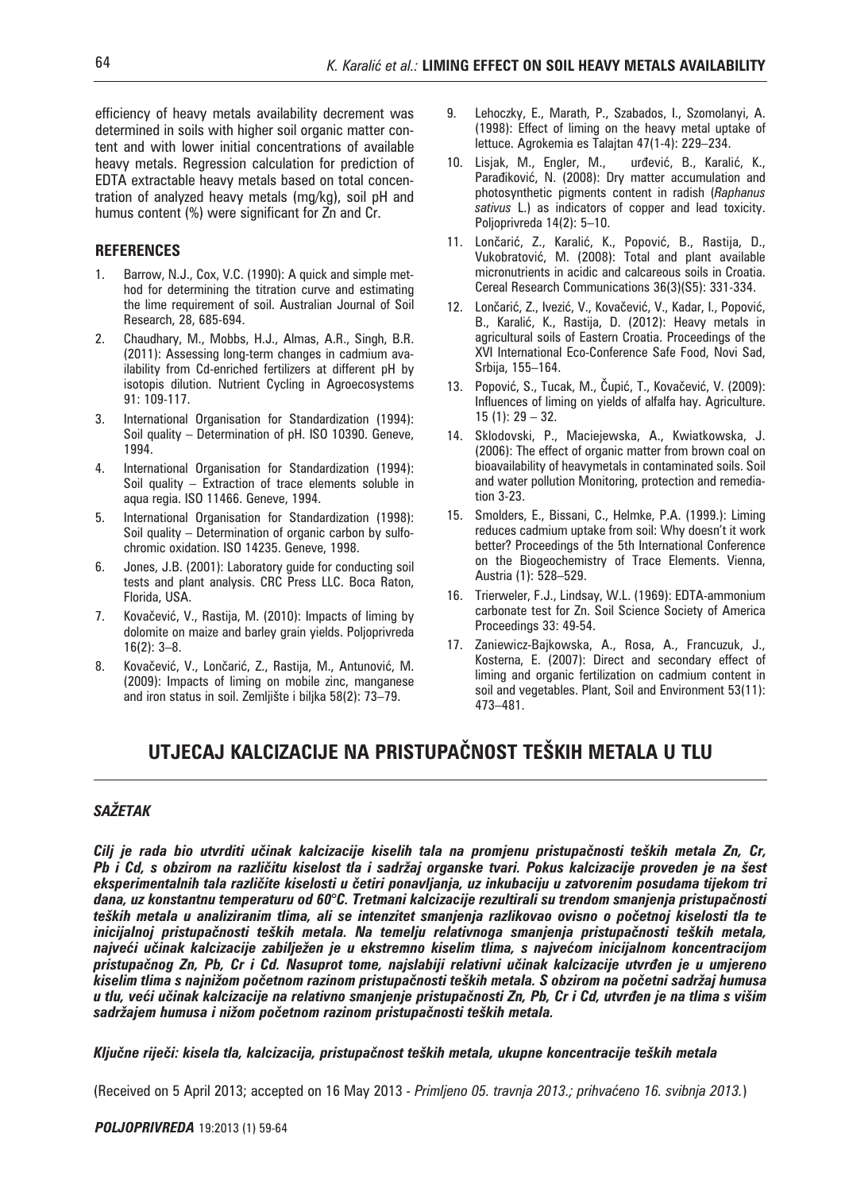efficiency of heavy metals availability decrement was determined in soils with higher soil organic matter content and with lower initial concentrations of available heavy metals. Regression calculation for prediction of EDTA extractable heavy metals based on total concentration of analyzed heavy metals (mg/kg), soil pH and humus content (%) were significant for Zn and Cr.

## REFERENCES

1. Barrow, N.J., Cox, V.C. (1990): A quick and simple method for determining the titration curve and estimating the lime requirement of soil. Australian Journal of Soil Research, 28, 685-694.
2. Chaudhary, M., Mobbs, H.J., Almas, A.R., Singh, B.R. (2011): Assessing long-term changes in cadmium availability from Cd-enriched fertilizers at different pH by isotopis dilution. Nutrient Cycling in Agroecosystems 91: 109-117.
3. International Organisation for Standardization (1994): Soil quality – Determination of pH. ISO 10390. Geneve, 1994.
4. International Organisation for Standardization (1994): Soil quality – Extraction of trace elements soluble in aqua regia. ISO 11466. Geneve, 1994.
5. International Organisation for Standardization (1998): Soil quality – Determination of organic carbon by sulfochromic oxidation. ISO 14235. Geneve, 1998.
6. Jones, J.B. (2001): Laboratory guide for conducting soil tests and plant analysis. CRC Press LLC. Boca Raton, Florida, USA.
7. Kovačević, V., Rastija, M. (2010): Impacts of liming by dolomite on maize and barley grain yields. Poljoprivreda 16(2): 3–8.
8. Kovačević, V., Lončarić, Z., Rastija, M., Antunović, M. (2009): Impacts of liming on mobile zinc, manganese and iron status in soil. Zemljište i biljka 58(2): 73–79.
9. Lehoczky, E., Marath, P., Szabados, I., Szomolanyi, A. (1998): Effect of liming on the heavy metal uptake of lettuce. Agrokemia es Talajtan 47(1-4): 229–234.
10. Lisjak, M., Engler, M., urđević, B., Karalić, K., Parađiković, N. (2008): Dry matter accumulation and photosynthetic pigments content in radish (*Raphanus sativus* L.) as indicators of copper and lead toxicity. Poljoprivreda 14(2): 5–10.
11. Lončarić, Z., Karalić, K., Popović, B., Rastija, D., Vukobratović, M. (2008): Total and plant available micronutrients in acidic and calcareous soils in Croatia. Cereal Research Communications 36(3)(S5): 331-334.
12. Lončarić, Z., Ivezić, V., Kovačević, V., Kadar, I., Popović, B., Karalić, K., Rastija, D. (2012): Heavy metals in agricultural soils of Eastern Croatia. Proceedings of the XVI International Eco-Conference Safe Food, Novi Sad, Srbija, 155–164.
13. Popović, S., Tucak, M., Čupić, T., Kovačević, V. (2009): Influences of liming on yields of alfalfa hay. Agriculture. 15 (1): 29 – 32.
14. Sklodovski, P., Maciejewska, A., Kwiatkowska, J. (2006): The effect of organic matter from brown coal on bioavailability of heavymetals in contaminated soils. Soil and water pollution Monitoring, protection and remediation 3-23.
15. Smolders, E., Bissani, C., Helmke, P.A. (1999.): Liming reduces cadmium uptake from soil: Why doesn't it work better? Proceedings of the 5th International Conference on the Biogeochemistry of Trace Elements. Vienna, Austria (1): 528–529.
16. Trierweler, F.J., Lindsay, W.L. (1969): EDTA-ammonium carbonate test for Zn. Soil Science Society of America Proceedings 33: 49-54.
17. Zaniewicz-Bajkowska, A., Rosa, A., Francuzuk, J., Kosterna, E. (2007): Direct and secondary effect of liming and organic fertilization on cadmium content in soil and vegetables. Plant, Soil and Environment 53(11): 473–481.

# UTJECAJ KALCIZACIJE NA PRISTUPAČNOST TEŠKIH METALA U TLU

### *SAŽETAK*

***Cilj je rada bio utvrditi učinak kalcizacije kiselih tala na promjenu pristupačnosti teških metala Zn, Cr, Pb i Cd, s obzirom na različitu kiselost tla i sadržaj organske tvari. Pokus kalcizacije proveden je na šest eksperimentalnih tala različite kiselosti u četiri ponavljanja, uz inkubaciju u zatvorenim posudama tijekom tri dana, uz konstantnu temperaturu od 60°C. Tretmani kalcizacije rezultirali su trendom smanjenja pristupačnosti teških metala u analiziranim tlima, ali se intenzitet smanjenja razlikovao ovisno o početnoj kiselosti tla te inicijalnoj pristupačnosti teških metala. Na temelju relativnoga smanjenja pristupačnosti teških metala, najveći učinak kalcizacije zabilježen je u ekstremno kiselim tlima, s najvećom inicijalnom koncentracijom pristupačnog Zn, Pb, Cr i Cd. Nasuprot tome, najslabiji relativni učinak kalcizacije utvrđen je u umjereno kiselim tlima s najnižom početnom razinom pristupačnosti teških metala. S obzirom na početni sadržaj humusa u tlu, veći učinak kalcizacije na relativno smanjenje pristupačnosti Zn, Pb, Cr i Cd, utvrđen je na tlima s višim sadržajem humusa i nižom početnom razinom pristupačnosti teških metala.***

***Ključne riječi: kisela tla, kalcizacija, pristupačnost teških metala, ukupne koncentracije teških metala***

(Received on 5 April 2013; accepted on 16 May 2013 - *Primljeno 05. travnja 2013.; prihvaćeno 16. svibnja 2013.*)